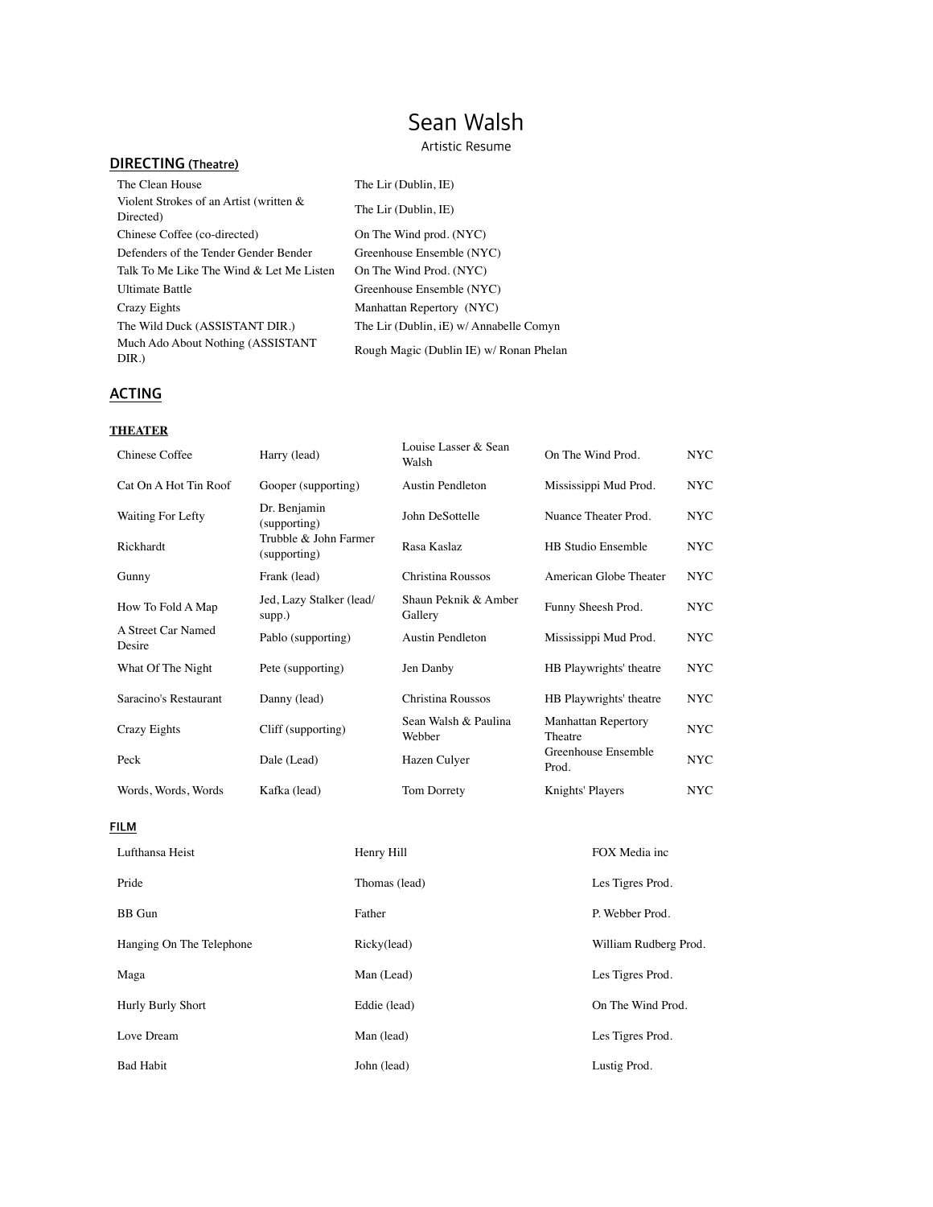# Sean Walsh

Artistic Resume

## DIRECTING (Theatre)

| | |
|---|---|
| The Clean House | The Lir (Dublin, IE) |
| Violent Strokes of an Artist (written & Directed) | The Lir (Dublin, IE) |
| Chinese Coffee (co-directed) | On The Wind prod. (NYC) |
| Defenders of the Tender Gender Bender | Greenhouse Ensemble (NYC) |
| Talk To Me Like The Wind & Let Me Listen | On The Wind Prod. (NYC) |
| Ultimate Battle | Greenhouse Ensemble (NYC) |
| Crazy Eights | Manhattan Repertory (NYC) |
| The Wild Duck (ASSISTANT DIR.) | The Lir (Dublin, iE) w/ Annabelle Comyn |
| Much Ado About Nothing (ASSISTANT DIR.) | Rough Magic (Dublin IE) w/ Ronan Phelan |

## ACTING

### THEATER

| | | | | |
|---|---|---|---|---|
| Chinese Coffee | Harry (lead) | Louise Lasser & Sean Walsh | On The Wind Prod. | NYC |
| Cat On A Hot Tin Roof | Gooper (supporting) | Austin Pendleton | Mississippi Mud Prod. | NYC |
| Waiting For Lefty | Dr. Benjamin (supporting) | John DeSottelle | Nuance Theater Prod. | NYC |
| Rickhardt | Trubble & John Farmer (supporting) | Rasa Kaslaz | HB Studio Ensemble | NYC |
| Gunny | Frank (lead) | Christina Roussos | American Globe Theater | NYC |
| How To Fold A Map | Jed, Lazy Stalker (lead/ supp.) | Shaun Peknik & Amber Gallery | Funny Sheesh Prod. | NYC |
| A Street Car Named Desire | Pablo (supporting) | Austin Pendleton | Mississippi Mud Prod. | NYC |
| What Of The Night | Pete (supporting) | Jen Danby | HB Playwrights' theatre | NYC |
| Saracino's Restaurant | Danny (lead) | Christina Roussos | HB Playwrights' theatre | NYC |
| Crazy Eights | Cliff (supporting) | Sean Walsh & Paulina Webber | Manhattan Repertory Theatre | NYC |
| Peck | Dale (Lead) | Hazen Culyer | Greenhouse Ensemble Prod. | NYC |
| Words, Words, Words | Kafka (lead) | Tom Dorrety | Knights' Players | NYC |

### FILM

| | | |
|---|---|---|
| Lufthansa Heist | Henry Hill | FOX Media inc |
| Pride | Thomas (lead) | Les Tigres Prod. |
| BB Gun | Father | P. Webber Prod. |
| Hanging On The Telephone | Ricky(lead) | William Rudberg Prod. |
| Maga | Man (Lead) | Les Tigres Prod. |
| Hurly Burly Short | Eddie (lead) | On The Wind Prod. |
| Love Dream | Man (lead) | Les Tigres Prod. |
| Bad Habit | John (lead) | Lustig Prod. |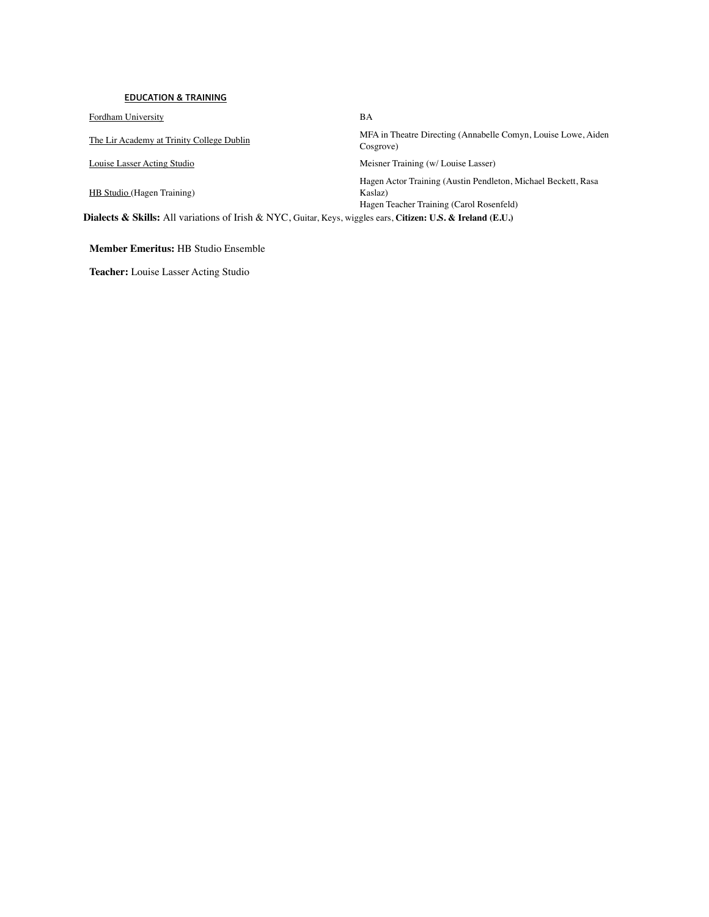## EDUCATION & TRAINING

| | |
|---|---|
| Fordham University | BA |
| The Lir Academy at Trinity College Dublin | MFA in Theatre Directing (Annabelle Comyn, Louise Lowe, Aiden Cosgrove) |
| Louise Lasser Acting Studio | Meisner Training (w/ Louise Lasser) |
| HB Studio (Hagen Training) | Hagen Actor Training (Austin Pendleton, Michael Beckett, Rasa Kaslaz)<br>Hagen Teacher Training (Carol Rosenfeld) |

**Dialects & Skills:** All variations of Irish & NYC, Guitar, Keys, wiggles ears, **Citizen: U.S. & Ireland (E.U.)**

**Member Emeritus:** HB Studio Ensemble

**Teacher:** Louise Lasser Acting Studio